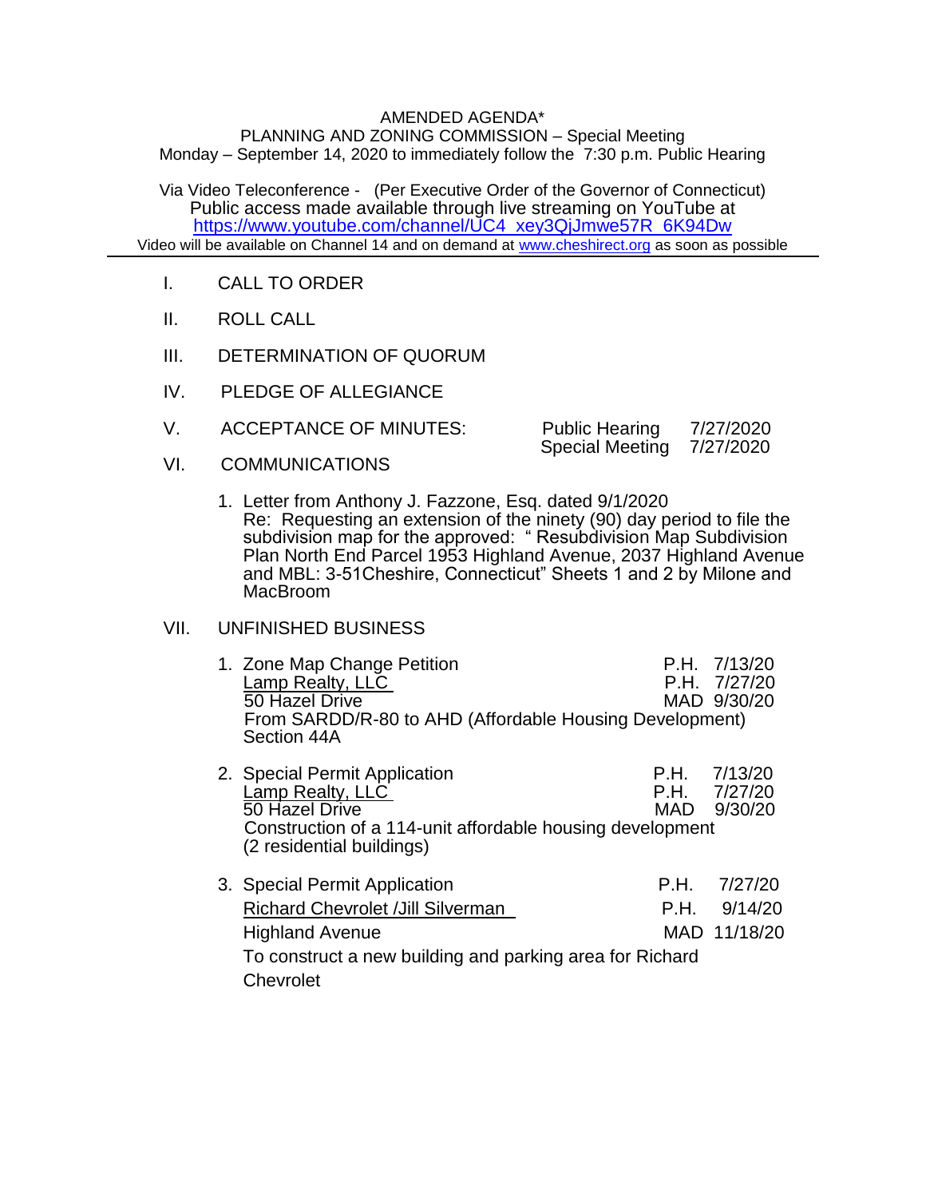AMENDED AGENDA*

PLANNING AND ZONING COMMISSION – Special Meeting

Monday – September 14, 2020 to immediately follow the 7:30 p.m. Public Hearing

Via Video Teleconference - (Per Executive Order of the Governor of Connecticut)

Public access made available through live streaming on YouTube at https://www.youtube.com/channel/UC4_xey3QjJmwe57R_6K94Dw

Video will be available on Channel 14 and on demand at www.cheshirect.org as soon as possible

---

I. CALL TO ORDER

II. ROLL CALL

III. DETERMINATION OF QUORUM

IV. PLEDGE OF ALLEGIANCE

V. ACCEPTANCE OF MINUTES: Public Hearing 7/27/2020
Special Meeting 7/27/2020

VI. COMMUNICATIONS

1. Letter from Anthony J. Fazzone, Esq. dated 9/1/2020
Re: Requesting an extension of the ninety (90) day period to file the subdivision map for the approved: " Resubdivision Map Subdivision Plan North End Parcel 1953 Highland Avenue, 2037 Highland Avenue and MBL: 3-51Cheshire, Connecticut" Sheets 1 and 2 by Milone and MacBroom

VII. UNFINISHED BUSINESS

1. Zone Map Change Petition — P.H. 7/13/20
Lamp Realty, LLC — P.H. 7/27/20
50 Hazel Drive — MAD 9/30/20
From SARDD/R-80 to AHD (Affordable Housing Development) Section 44A

2. Special Permit Application — P.H. 7/13/20
Lamp Realty, LLC — P.H. 7/27/20
50 Hazel Drive — MAD 9/30/20
Construction of a 114-unit affordable housing development (2 residential buildings)

3. Special Permit Application — P.H. 7/27/20
Richard Chevrolet /Jill Silverman — P.H. 9/14/20
Highland Avenue — MAD 11/18/20
To construct a new building and parking area for Richard Chevrolet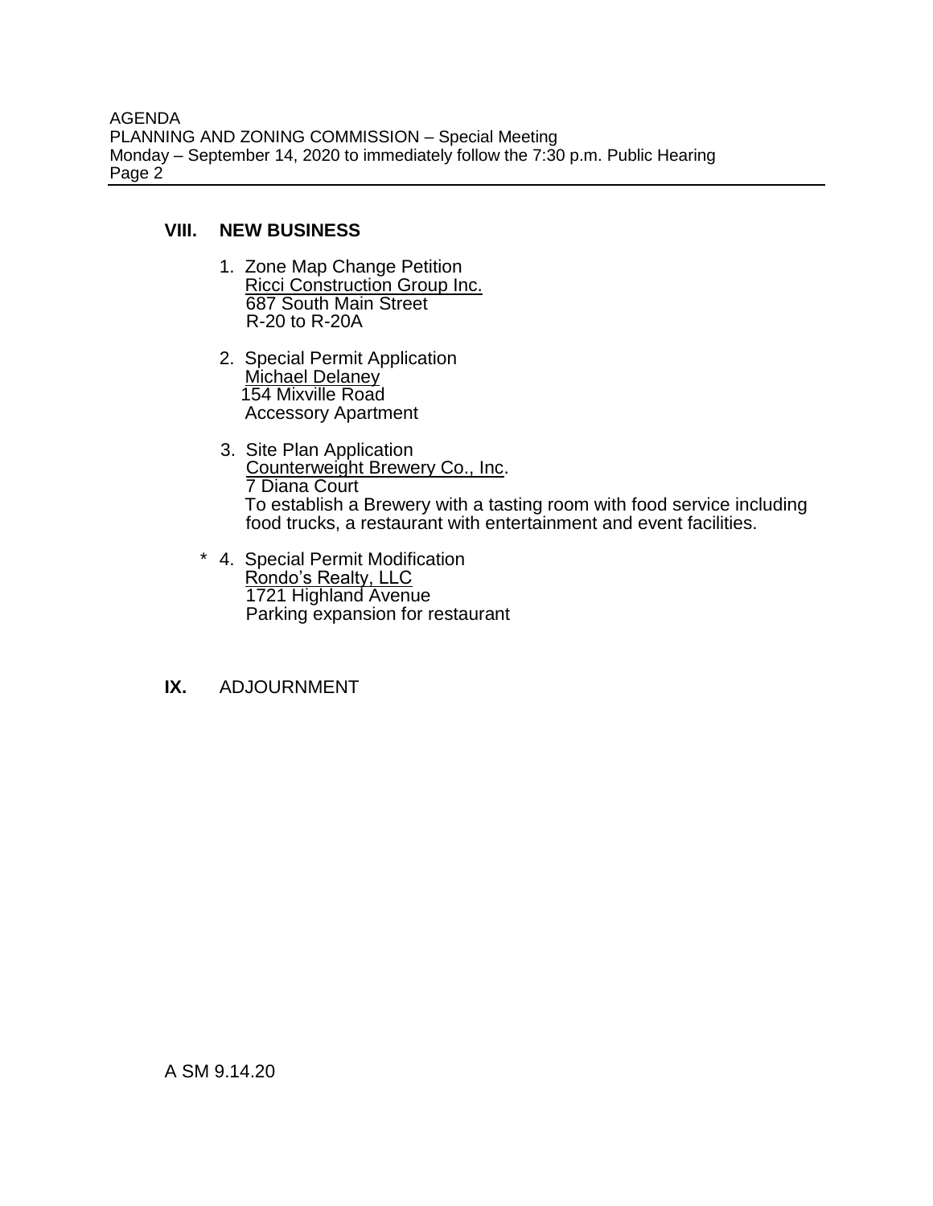## VIII. NEW BUSINESS

1. Zone Map Change Petition
   Ricci Construction Group Inc.
   687 South Main Street
   R-20 to R-20A

2. Special Permit Application
   Michael Delaney
   154 Mixville Road
   Accessory Apartment

3. Site Plan Application
   Counterweight Brewery Co., Inc.
   7 Diana Court
   To establish a Brewery with a tasting room with food service including food trucks, a restaurant with entertainment and event facilities.

\* 4. Special Permit Modification
   Rondo's Realty, LLC
   1721 Highland Avenue
   Parking expansion for restaurant

## IX. ADJOURNMENT

A SM 9.14.20